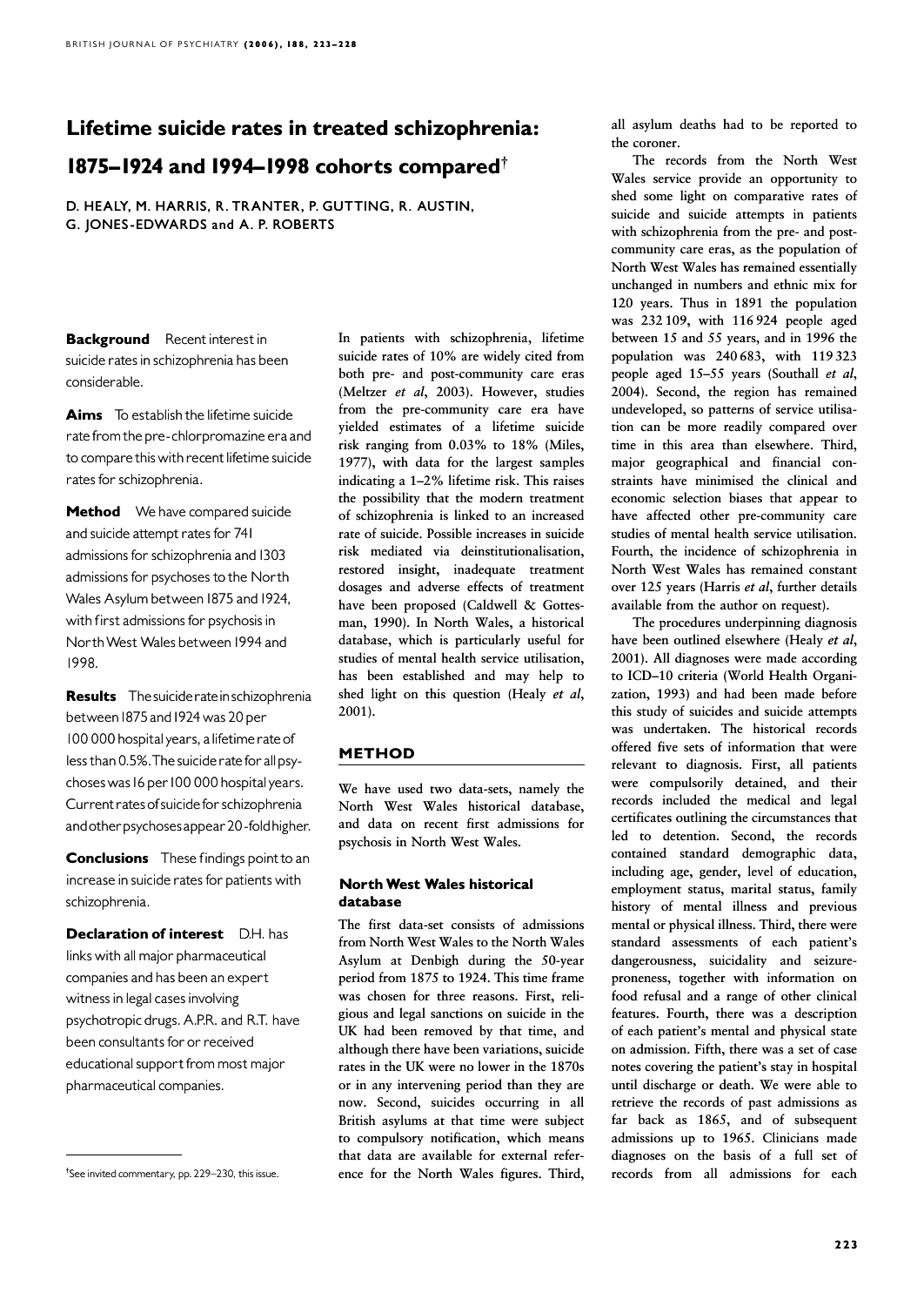# Lifetime suicide rates in treated schizophrenia: 1875–1924 and 1994–1998 cohorts compared[†]

D. HEALY, M. HARRIS, R. TRANTER, P. GUTTING, R. AUSTIN, G. JONES-EDWARDS and A. P. ROBERTS

**Background** Recent interest in suicide rates in schizophrenia has been considerable.

**Aims** To establish the lifetime suicide rate from the pre-chlorpromazine era and to compare this with recent lifetime suicide rates for schizophrenia.

**Method** We have compared suicide and suicide attempt rates for 741 admissions for schizophrenia and 1303 admissions for psychoses to the North Wales Asylum between 1875 and 1924, with first admissions for psychosis in North West Wales between 1994 and 1998.

**Results** The suicide rate in schizophrenia between 1875 and 1924 was 20 per 100 000 hospital years, a lifetime rate of less than 0.5%. The suicide rate for all psychoses was 16 per 100 000 hospital years. Current rates of suicide for schizophrenia and other psychoses appear 20-fold higher.

**Conclusions** These findings point to an increase in suicide rates for patients with schizophrenia.

**Declaration of interest** D.H. has links with all major pharmaceutical companies and has been an expert witness in legal cases involving psychotropic drugs. A.P.R. and R.T. have been consultants for or received educational support from most major pharmaceutical companies.

[†]See invited commentary, pp. 229–230, this issue.

In patients with schizophrenia, lifetime suicide rates of 10% are widely cited from both pre- and post-community care eras (Meltzer *et al*, 2003). However, studies from the pre-community care era have yielded estimates of a lifetime suicide risk ranging from 0.03% to 18% (Miles, 1977), with data for the largest samples indicating a 1–2% lifetime risk. This raises the possibility that the modern treatment of schizophrenia is linked to an increased rate of suicide. Possible increases in suicide risk mediated via deinstitutionalisation, restored insight, inadequate treatment dosages and adverse effects of treatment have been proposed (Caldwell & Gottesman, 1990). In North Wales, a historical database, which is particularly useful for studies of mental health service utilisation, has been established and may help to shed light on this question (Healy *et al*, 2001).

## METHOD

We have used two data-sets, namely the North West Wales historical database, and data on recent first admissions for psychosis in North West Wales.

### North West Wales historical database

The first data-set consists of admissions from North West Wales to the North Wales Asylum at Denbigh during the 50-year period from 1875 to 1924. This time frame was chosen for three reasons. First, religious and legal sanctions on suicide in the UK had been removed by that time, and although there have been variations, suicide rates in the UK were no lower in the 1870s or in any intervening period than they are now. Second, suicides occurring in all British asylums at that time were subject to compulsory notification, which means that data are available for external reference for the North Wales figures. Third, all asylum deaths had to be reported to the coroner.

The records from the North West Wales service provide an opportunity to shed some light on comparative rates of suicide and suicide attempts in patients with schizophrenia from the pre- and post-community care eras, as the population of North West Wales has remained essentially unchanged in numbers and ethnic mix for 120 years. Thus in 1891 the population was 232 109, with 116 924 people aged between 15 and 55 years, and in 1996 the population was 240 683, with 119 323 people aged 15–55 years (Southall *et al*, 2004). Second, the region has remained undeveloped, so patterns of service utilisation can be more readily compared over time in this area than elsewhere. Third, major geographical and financial constraints have minimised the clinical and economic selection biases that appear to have affected other pre-community care studies of mental health service utilisation. Fourth, the incidence of schizophrenia in North West Wales has remained constant over 125 years (Harris *et al*, further details available from the author on request).

The procedures underpinning diagnosis have been outlined elsewhere (Healy *et al*, 2001). All diagnoses were made according to ICD–10 criteria (World Health Organization, 1993) and had been made before this study of suicides and suicide attempts was undertaken. The historical records offered five sets of information that were relevant to diagnosis. First, all patients were compulsorily detained, and their records included the medical and legal certificates outlining the circumstances that led to detention. Second, the records contained standard demographic data, including age, gender, level of education, employment status, marital status, family history of mental illness and previous mental or physical illness. Third, there were standard assessments of each patient's dangerousness, suicidality and seizure-proneness, together with information on food refusal and a range of other clinical features. Fourth, there was a description of each patient's mental and physical state on admission. Fifth, there was a set of case notes covering the patient's stay in hospital until discharge or death. We were able to retrieve the records of past admissions as far back as 1865, and of subsequent admissions up to 1965. Clinicians made diagnoses on the basis of a full set of records from all admissions for each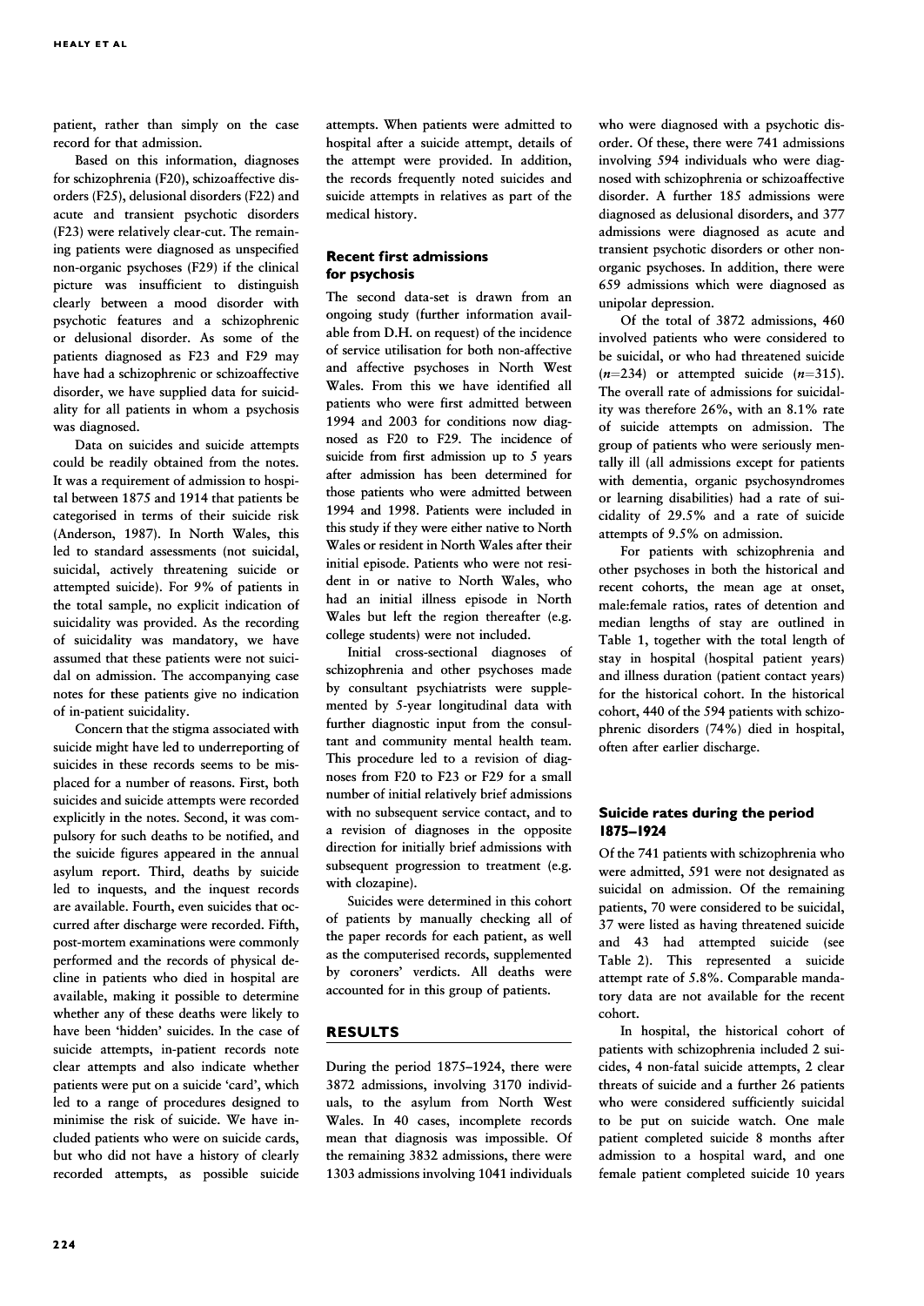patient, rather than simply on the case record for that admission.

Based on this information, diagnoses for schizophrenia (F20), schizoaffective disorders (F25), delusional disorders (F22) and acute and transient psychotic disorders (F23) were relatively clear-cut. The remaining patients were diagnosed as unspecified non-organic psychoses (F29) if the clinical picture was insufficient to distinguish clearly between a mood disorder with psychotic features and a schizophrenic or delusional disorder. As some of the patients diagnosed as F23 and F29 may have had a schizophrenic or schizoaffective disorder, we have supplied data for suicidality for all patients in whom a psychosis was diagnosed.

Data on suicides and suicide attempts could be readily obtained from the notes. It was a requirement of admission to hospital between 1875 and 1914 that patients be categorised in terms of their suicide risk (Anderson, 1987). In North Wales, this led to standard assessments (not suicidal, suicidal, actively threatening suicide or attempted suicide). For 9% of patients in the total sample, no explicit indication of suicidality was provided. As the recording of suicidality was mandatory, we have assumed that these patients were not suicidal on admission. The accompanying case notes for these patients give no indication of in-patient suicidality.

Concern that the stigma associated with suicide might have led to underreporting of suicides in these records seems to be misplaced for a number of reasons. First, both suicides and suicide attempts were recorded explicitly in the notes. Second, it was compulsory for such deaths to be notified, and the suicide figures appeared in the annual asylum report. Third, deaths by suicide led to inquests, and the inquest records are available. Fourth, even suicides that occurred after discharge were recorded. Fifth, post-mortem examinations were commonly performed and the records of physical decline in patients who died in hospital are available, making it possible to determine whether any of these deaths were likely to have been 'hidden' suicides. In the case of suicide attempts, in-patient records note clear attempts and also indicate whether patients were put on a suicide 'card', which led to a range of procedures designed to minimise the risk of suicide. We have included patients who were on suicide cards, but who did not have a history of clearly recorded attempts, as possible suicide attempts. When patients were admitted to hospital after a suicide attempt, details of the attempt were provided. In addition, the records frequently noted suicides and suicide attempts in relatives as part of the medical history.

### Recent first admissions for psychosis

The second data-set is drawn from an ongoing study (further information available from D.H. on request) of the incidence of service utilisation for both non-affective and affective psychoses in North West Wales. From this we have identified all patients who were first admitted between 1994 and 2003 for conditions now diagnosed as F20 to F29. The incidence of suicide from first admission up to 5 years after admission has been determined for those patients who were admitted between 1994 and 1998. Patients were included in this study if they were either native to North Wales or resident in North Wales after their initial episode. Patients who were not resident in or native to North Wales, who had an initial illness episode in North Wales but left the region thereafter (e.g. college students) were not included.

Initial cross-sectional diagnoses of schizophrenia and other psychoses made by consultant psychiatrists were supplemented by 5-year longitudinal data with further diagnostic input from the consultant and community mental health team. This procedure led to a revision of diagnoses from F20 to F23 or F29 for a small number of initial relatively brief admissions with no subsequent service contact, and to a revision of diagnoses in the opposite direction for initially brief admissions with subsequent progression to treatment (e.g. with clozapine).

Suicides were determined in this cohort of patients by manually checking all of the paper records for each patient, as well as the computerised records, supplemented by coroners' verdicts. All deaths were accounted for in this group of patients.

## RESULTS

During the period 1875–1924, there were 3872 admissions, involving 3170 individuals, to the asylum from North West Wales. In 40 cases, incomplete records mean that diagnosis was impossible. Of the remaining 3832 admissions, there were 1303 admissions involving 1041 individuals who were diagnosed with a psychotic disorder. Of these, there were 741 admissions involving 594 individuals who were diagnosed with schizophrenia or schizoaffective disorder. A further 185 admissions were diagnosed as delusional disorders, and 377 admissions were diagnosed as acute and transient psychotic disorders or other non-organic psychoses. In addition, there were 659 admissions which were diagnosed as unipolar depression.

Of the total of 3872 admissions, 460 involved patients who were considered to be suicidal, or who had threatened suicide ($n$=234) or attempted suicide ($n$=315). The overall rate of admissions for suicidality was therefore 26%, with an 8.1% rate of suicide attempts on admission. The group of patients who were seriously mentally ill (all admissions except for patients with dementia, organic psychosyndromes or learning disabilities) had a rate of suicidality of 29.5% and a rate of suicide attempts of 9.5% on admission.

For patients with schizophrenia and other psychoses in both the historical and recent cohorts, the mean age at onset, male:female ratios, rates of detention and median lengths of stay are outlined in Table 1, together with the total length of stay in hospital (hospital patient years) and illness duration (patient contact years) for the historical cohort. In the historical cohort, 440 of the 594 patients with schizophrenic disorders (74%) died in hospital, often after earlier discharge.

### Suicide rates during the period 1875–1924

Of the 741 patients with schizophrenia who were admitted, 591 were not designated as suicidal on admission. Of the remaining patients, 70 were considered to be suicidal, 37 were listed as having threatened suicide and 43 had attempted suicide (see Table 2). This represented a suicide attempt rate of 5.8%. Comparable mandatory data are not available for the recent cohort.

In hospital, the historical cohort of patients with schizophrenia included 2 suicides, 4 non-fatal suicide attempts, 2 clear threats of suicide and a further 26 patients who were considered sufficiently suicidal to be put on suicide watch. One male patient completed suicide 8 months after admission to a hospital ward, and one female patient completed suicide 10 years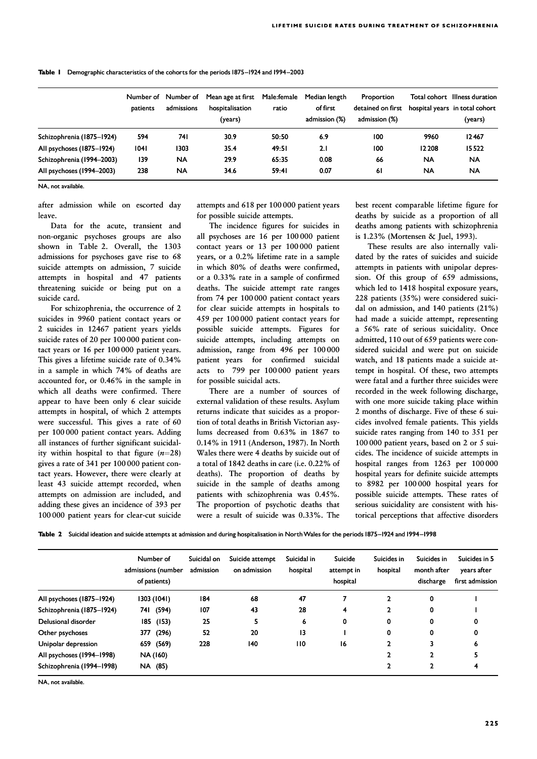**Table 1** Demographic characteristics of the cohorts for the periods 1875–1924 and 1994–2003

| | Number of patients | Number of admissions | Mean age at first hospitalisation (years) | Male:female ratio | Median length of first admission (%) | Proportion detained on first admission (%) | Total cohort hospital years | Illness duration in total cohort (years) |
|---|---|---|---|---|---|---|---|---|
| Schizophrenia (1875–1924) | 594 | 741 | 30.9 | 50:50 | 6.9 | 100 | 9960 | 12 467 |
| All psychoses (1875–1924) | 1041 | 1303 | 35.4 | 49:51 | 2.1 | 100 | 12 208 | 15 522 |
| Schizophrenia (1994–2003) | 139 | NA | 29.9 | 65:35 | 0.08 | 66 | NA | NA |
| All psychoses (1994–2003) | 238 | NA | 34.6 | 59:41 | 0.07 | 61 | NA | NA |

NA, not available.

after admission while on escorted day leave.

Data for the acute, transient and non-organic psychoses groups are also shown in Table 2. Overall, the 1303 admissions for psychoses gave rise to 68 suicide attempts on admission, 7 suicide attempts in hospital and 47 patients threatening suicide or being put on a suicide card.

For schizophrenia, the occurrence of 2 suicides in 9960 patient contact years or 2 suicides in 12467 patient years yields suicide rates of 20 per 100 000 patient contact years or 16 per 100 000 patient years. This gives a lifetime suicide rate of 0.34% in a sample in which 74% of deaths are accounted for, or 0.46% in the sample in which all deaths were confirmed. There appear to have been only 6 clear suicide attempts in hospital, of which 2 attempts were successful. This gives a rate of 60 per 100 000 patient contact years. Adding all instances of further significant suicidality within hospital to that figure ($n$=28) gives a rate of 341 per 100 000 patient contact years. However, there were clearly at least 43 suicide attempt recorded, when attempts on admission are included, and adding these gives an incidence of 393 per 100 000 patient years for clear-cut suicide attempts and 618 per 100 000 patient years for possible suicide attempts.

The incidence figures for suicides in all psychoses are 16 per 100 000 patient contact years or 13 per 100 000 patient years, or a 0.2% lifetime rate in a sample in which 80% of deaths were confirmed, or a 0.33% rate in a sample of confirmed deaths. The suicide attempt rate ranges from 74 per 100 000 patient contact years for clear suicide attempts in hospitals to 459 per 100 000 patient contact years for possible suicide attempts. Figures for suicide attempts, including attempts on admission, range from 496 per 100 000 patient years for confirmed suicidal acts to 799 per 100 000 patient years for possible suicidal acts.

There are a number of sources of external validation of these results. Asylum returns indicate that suicides as a proportion of total deaths in British Victorian asylums decreased from 0.63% in 1867 to 0.14% in 1911 (Anderson, 1987). In North Wales there were 4 deaths by suicide out of a total of 1842 deaths in care (i.e. 0.22% of deaths). The proportion of deaths by suicide in the sample of deaths among patients with schizophrenia was 0.45%. The proportion of psychotic deaths that were a result of suicide was 0.33%. The best recent comparable lifetime figure for deaths by suicide as a proportion of all deaths among patients with schizophrenia is 1.23% (Mortensen & Juel, 1993).

These results are also internally validated by the rates of suicides and suicide attempts in patients with unipolar depression. Of this group of 659 admissions, which led to 1418 hospital exposure years, 228 patients (35%) were considered suicidal on admission, and 140 patients (21%) had made a suicide attempt, representing a 56% rate of serious suicidality. Once admitted, 110 out of 659 patients were considered suicidal and were put on suicide watch, and 18 patients made a suicide attempt in hospital. Of these, two attempts were fatal and a further three suicides were recorded in the week following discharge, with one more suicide taking place within 2 months of discharge. Five of these 6 suicides involved female patients. This yields suicide rates ranging from 140 to 351 per 100 000 patient years, based on 2 or 5 suicides. The incidence of suicide attempts in hospital ranges from 1263 per 100 000 hospital years for definite suicide attempts to 8982 per 100 000 hospital years for possible suicide attempts. These rates of serious suicidality are consistent with historical perceptions that affective disorders

**Table 2** Suicidal ideation and suicide attempts at admission and during hospitalisation in North Wales for the periods 1875–1924 and 1994–1998

| | Number of admissions (number of patients) | Suicidal on admission | Suicide attempt on admission | Suicidal in hospital | Suicide attempt in hospital | Suicides in hospital | Suicides in month after discharge | Suicides in 5 years after first admission |
|---|---|---|---|---|---|---|---|---|
| All psychoses (1875–1924) | 1303 (1041) | 184 | 68 | 47 | 7 | 2 | 0 | 1 |
| Schizophrenia (1875–1924) | 741 (594) | 107 | 43 | 28 | 4 | 2 | 0 | 1 |
| Delusional disorder | 185 (153) | 25 | 5 | 6 | 0 | 0 | 0 | 0 |
| Other psychoses | 377 (296) | 52 | 20 | 13 | 1 | 0 | 0 | 0 |
| Unipolar depression | 659 (569) | 228 | 140 | 110 | 16 | 2 | 3 | 6 |
| All psychoses (1994–1998) | NA (160) | | | | | 2 | 2 | 5 |
| Schizophrenia (1994–1998) | NA (85) | | | | | 2 | 2 | 4 |

NA, not available.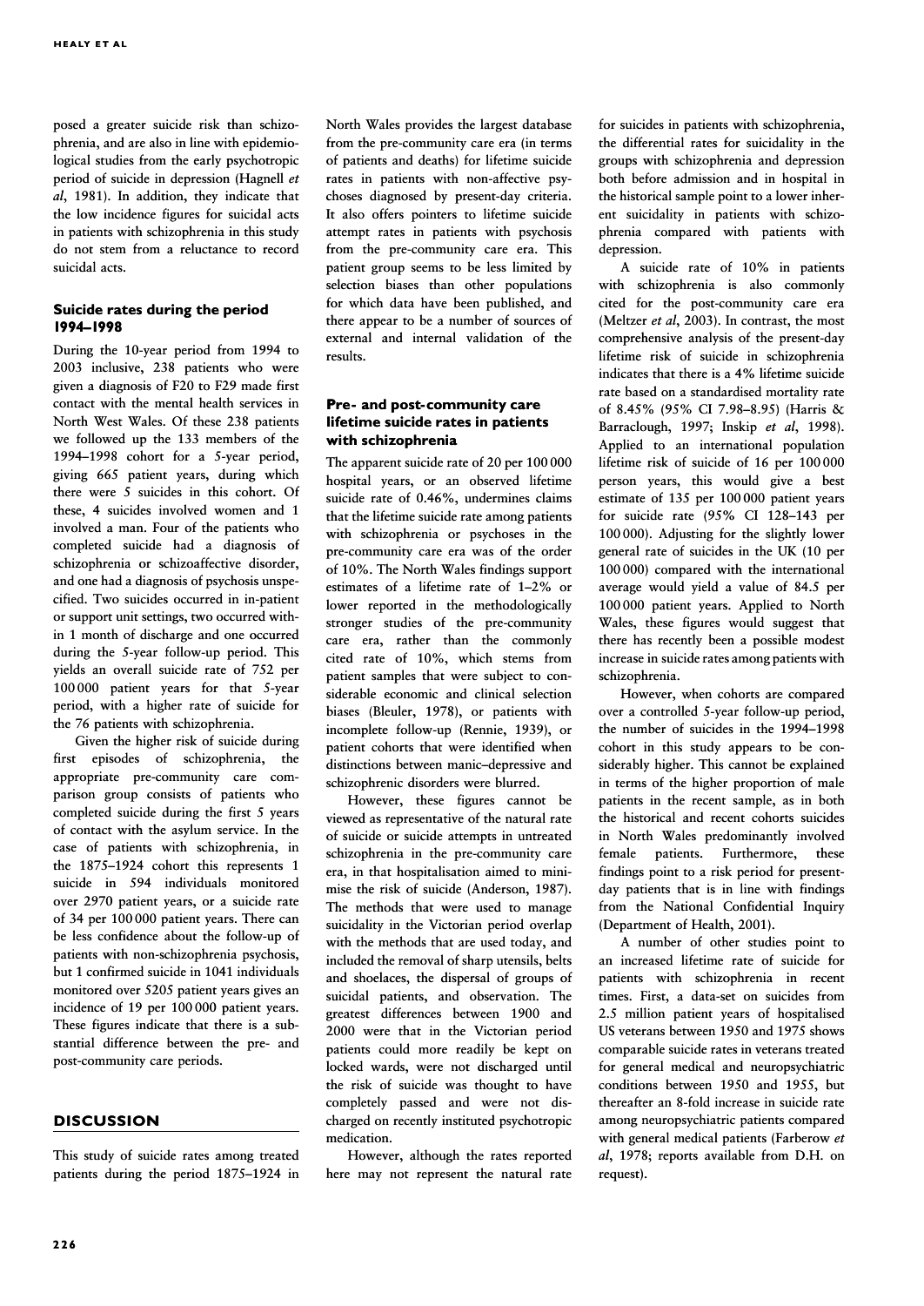posed a greater suicide risk than schizophrenia, and are also in line with epidemiological studies from the early psychotropic period of suicide in depression (Hagnell *et al*, 1981). In addition, they indicate that the low incidence figures for suicidal acts in patients with schizophrenia in this study do not stem from a reluctance to record suicidal acts.

### Suicide rates during the period 1994–1998

During the 10-year period from 1994 to 2003 inclusive, 238 patients who were given a diagnosis of F20 to F29 made first contact with the mental health services in North West Wales. Of these 238 patients we followed up the 133 members of the 1994–1998 cohort for a 5-year period, giving 665 patient years, during which there were 5 suicides in this cohort. Of these, 4 suicides involved women and 1 involved a man. Four of the patients who completed suicide had a diagnosis of schizophrenia or schizoaffective disorder, and one had a diagnosis of psychosis unspecified. Two suicides occurred in in-patient or support unit settings, two occurred within 1 month of discharge and one occurred during the 5-year follow-up period. This yields an overall suicide rate of 752 per 100 000 patient years for that 5-year period, with a higher rate of suicide for the 76 patients with schizophrenia.

Given the higher risk of suicide during first episodes of schizophrenia, the appropriate pre-community care comparison group consists of patients who completed suicide during the first 5 years of contact with the asylum service. In the case of patients with schizophrenia, in the 1875–1924 cohort this represents 1 suicide in 594 individuals monitored over 2970 patient years, or a suicide rate of 34 per 100 000 patient years. There can be less confidence about the follow-up of patients with non-schizophrenia psychosis, but 1 confirmed suicide in 1041 individuals monitored over 5205 patient years gives an incidence of 19 per 100 000 patient years. These figures indicate that there is a substantial difference between the pre- and post-community care periods.

## DISCUSSION

This study of suicide rates among treated patients during the period 1875–1924 in North Wales provides the largest database from the pre-community care era (in terms of patients and deaths) for lifetime suicide rates in patients with non-affective psychoses diagnosed by present-day criteria. It also offers pointers to lifetime suicide attempt rates in patients with psychosis from the pre-community care era. This patient group seems to be less limited by selection biases than other populations for which data have been published, and there appear to be a number of sources of external and internal validation of the results.

### Pre- and post-community care lifetime suicide rates in patients with schizophrenia

The apparent suicide rate of 20 per 100 000 hospital years, or an observed lifetime suicide rate of 0.46%, undermines claims that the lifetime suicide rate among patients with schizophrenia or psychoses in the pre-community care era was of the order of 10%. The North Wales findings support estimates of a lifetime rate of 1–2% or lower reported in the methodologically stronger studies of the pre-community care era, rather than the commonly cited rate of 10%, which stems from patient samples that were subject to considerable economic and clinical selection biases (Bleuler, 1978), or patients with incomplete follow-up (Rennie, 1939), or patient cohorts that were identified when distinctions between manic–depressive and schizophrenic disorders were blurred.

However, these figures cannot be viewed as representative of the natural rate of suicide or suicide attempts in untreated schizophrenia in the pre-community care era, in that hospitalisation aimed to minimise the risk of suicide (Anderson, 1987). The methods that were used to manage suicidality in the Victorian period overlap with the methods that are used today, and included the removal of sharp utensils, belts and shoelaces, the dispersal of groups of suicidal patients, and observation. The greatest differences between 1900 and 2000 were that in the Victorian period patients could more readily be kept on locked wards, were not discharged until the risk of suicide was thought to have completely passed and were not discharged on recently instituted psychotropic medication.

However, although the rates reported here may not represent the natural rate for suicides in patients with schizophrenia, the differential rates for suicidality in the groups with schizophrenia and depression both before admission and in hospital in the historical sample point to a lower inherent suicidality in patients with schizophrenia compared with patients with depression.

A suicide rate of 10% in patients with schizophrenia is also commonly cited for the post-community care era (Meltzer *et al*, 2003). In contrast, the most comprehensive analysis of the present-day lifetime risk of suicide in schizophrenia indicates that there is a 4% lifetime suicide rate based on a standardised mortality rate of 8.45% (95% CI 7.98–8.95) (Harris & Barraclough, 1997; Inskip *et al*, 1998). Applied to an international population lifetime risk of suicide of 16 per 100 000 person years, this would give a best estimate of 135 per 100 000 patient years for suicide rate (95% CI 128–143 per 100 000). Adjusting for the slightly lower general rate of suicides in the UK (10 per 100 000) compared with the international average would yield a value of 84.5 per 100 000 patient years. Applied to North Wales, these figures would suggest that there has recently been a possible modest increase in suicide rates among patients with schizophrenia.

However, when cohorts are compared over a controlled 5-year follow-up period, the number of suicides in the 1994–1998 cohort in this study appears to be considerably higher. This cannot be explained in terms of the higher proportion of male patients in the recent sample, as in both the historical and recent cohorts suicides in North Wales predominantly involved female patients. Furthermore, these findings point to a risk period for present-day patients that is in line with findings from the National Confidential Inquiry (Department of Health, 2001).

A number of other studies point to an increased lifetime rate of suicide for patients with schizophrenia in recent times. First, a data-set on suicides from 2.5 million patient years of hospitalised US veterans between 1950 and 1975 shows comparable suicide rates in veterans treated for general medical and neuropsychiatric conditions between 1950 and 1955, but thereafter an 8-fold increase in suicide rate among neuropsychiatric patients compared with general medical patients (Farberow *et al*, 1978; reports available from D.H. on request).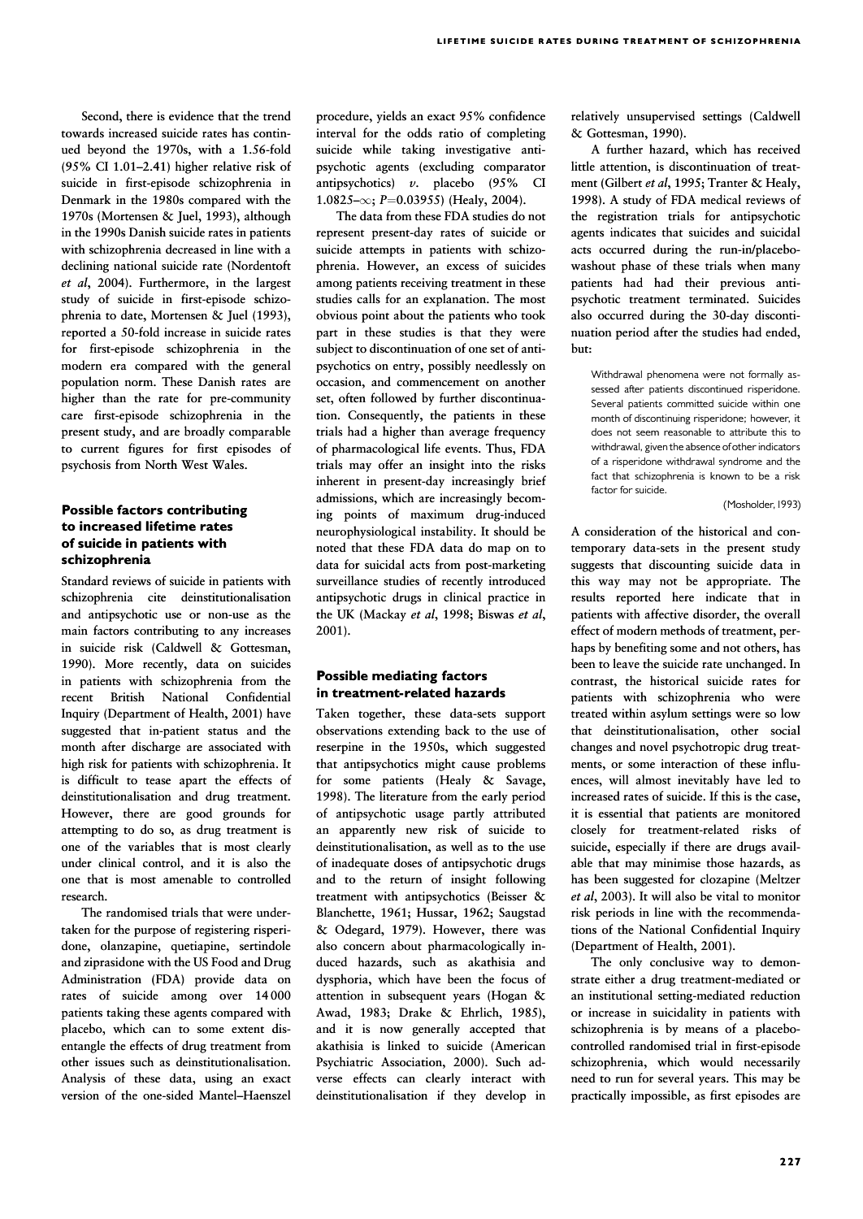Second, there is evidence that the trend towards increased suicide rates has continued beyond the 1970s, with a 1.56-fold (95% CI 1.01–2.41) higher relative risk of suicide in first-episode schizophrenia in Denmark in the 1980s compared with the 1970s (Mortensen & Juel, 1993), although in the 1990s Danish suicide rates in patients with schizophrenia decreased in line with a declining national suicide rate (Nordentoft *et al*, 2004). Furthermore, in the largest study of suicide in first-episode schizophrenia to date, Mortensen & Juel (1993), reported a 50-fold increase in suicide rates for first-episode schizophrenia in the modern era compared with the general population norm. These Danish rates are higher than the rate for pre-community care first-episode schizophrenia in the present study, and are broadly comparable to current figures for first episodes of psychosis from North West Wales.

### Possible factors contributing to increased lifetime rates of suicide in patients with schizophrenia

Standard reviews of suicide in patients with schizophrenia cite deinstitutionalisation and antipsychotic use or non-use as the main factors contributing to any increases in suicide risk (Caldwell & Gottesman, 1990). More recently, data on suicides in patients with schizophrenia from the recent British National Confidential Inquiry (Department of Health, 2001) have suggested that in-patient status and the month after discharge are associated with high risk for patients with schizophrenia. It is difficult to tease apart the effects of deinstitutionalisation and drug treatment. However, there are good grounds for attempting to do so, as drug treatment is one of the variables that is most clearly under clinical control, and it is also the one that is most amenable to controlled research.

The randomised trials that were undertaken for the purpose of registering risperidone, olanzapine, quetiapine, sertindole and ziprasidone with the US Food and Drug Administration (FDA) provide data on rates of suicide among over 14 000 patients taking these agents compared with placebo, which can to some extent disentangle the effects of drug treatment from other issues such as deinstitutionalisation. Analysis of these data, using an exact version of the one-sided Mantel–Haenszel procedure, yields an exact 95% confidence interval for the odds ratio of completing suicide while taking investigative antipsychotic agents (excluding comparator antipsychotics) *v.* placebo (95% CI 1.0825–$\infty$; $P$=0.03955) (Healy, 2004).

The data from these FDA studies do not represent present-day rates of suicide or suicide attempts in patients with schizophrenia. However, an excess of suicides among patients receiving treatment in these studies calls for an explanation. The most obvious point about the patients who took part in these studies is that they were subject to discontinuation of one set of antipsychotics on entry, possibly needlessly on occasion, and commencement on another set, often followed by further discontinuation. Consequently, the patients in these trials had a higher than average frequency of pharmacological life events. Thus, FDA trials may offer an insight into the risks inherent in present-day increasingly brief admissions, which are increasingly becoming points of maximum drug-induced neurophysiological instability. It should be noted that these FDA data do map on to data for suicidal acts from post-marketing surveillance studies of recently introduced antipsychotic drugs in clinical practice in the UK (Mackay *et al*, 1998; Biswas *et al*, 2001).

### Possible mediating factors in treatment-related hazards

Taken together, these data-sets support observations extending back to the use of reserpine in the 1950s, which suggested that antipsychotics might cause problems for some patients (Healy & Savage, 1998). The literature from the early period of antipsychotic usage partly attributed an apparently new risk of suicide to deinstitutionalisation, as well as to the use of inadequate doses of antipsychotic drugs and to the return of insight following treatment with antipsychotics (Beisser & Blanchette, 1961; Hussar, 1962; Saugstad & Odegard, 1979). However, there was also concern about pharmacologically induced hazards, such as akathisia and dysphoria, which have been the focus of attention in subsequent years (Hogan & Awad, 1983; Drake & Ehrlich, 1985), and it is now generally accepted that akathisia is linked to suicide (American Psychiatric Association, 2000). Such adverse effects can clearly interact with deinstitutionalisation if they develop in relatively unsupervised settings (Caldwell & Gottesman, 1990).

A further hazard, which has received little attention, is discontinuation of treatment (Gilbert *et al*, 1995; Tranter & Healy, 1998). A study of FDA medical reviews of the registration trials for antipsychotic agents indicates that suicides and suicidal acts occurred during the run-in/placebo-washout phase of these trials when many patients had had their previous antipsychotic treatment terminated. Suicides also occurred during the 30-day discontinuation period after the studies had ended, but:

> Withdrawal phenomena were not formally assessed after patients discontinued risperidone. Several patients committed suicide within one month of discontinuing risperidone; however, it does not seem reasonable to attribute this to withdrawal, given the absence of other indicators of a risperidone withdrawal syndrome and the fact that schizophrenia is known to be a risk factor for suicide.
>
> (Mosholder, 1993)

A consideration of the historical and contemporary data-sets in the present study suggests that discounting suicide data in this way may not be appropriate. The results reported here indicate that in patients with affective disorder, the overall effect of modern methods of treatment, perhaps by benefiting some and not others, has been to leave the suicide rate unchanged. In contrast, the historical suicide rates for patients with schizophrenia who were treated within asylum settings were so low that deinstitutionalisation, other social changes and novel psychotropic drug treatments, or some interaction of these influences, will almost inevitably have led to increased rates of suicide. If this is the case, it is essential that patients are monitored closely for treatment-related risks of suicide, especially if there are drugs available that may minimise those hazards, as has been suggested for clozapine (Meltzer *et al*, 2003). It will also be vital to monitor risk periods in line with the recommendations of the National Confidential Inquiry (Department of Health, 2001).

The only conclusive way to demonstrate either a drug treatment-mediated or an institutional setting-mediated reduction or increase in suicidality in patients with schizophrenia is by means of a placebo-controlled randomised trial in first-episode schizophrenia, which would necessarily need to run for several years. This may be practically impossible, as first episodes are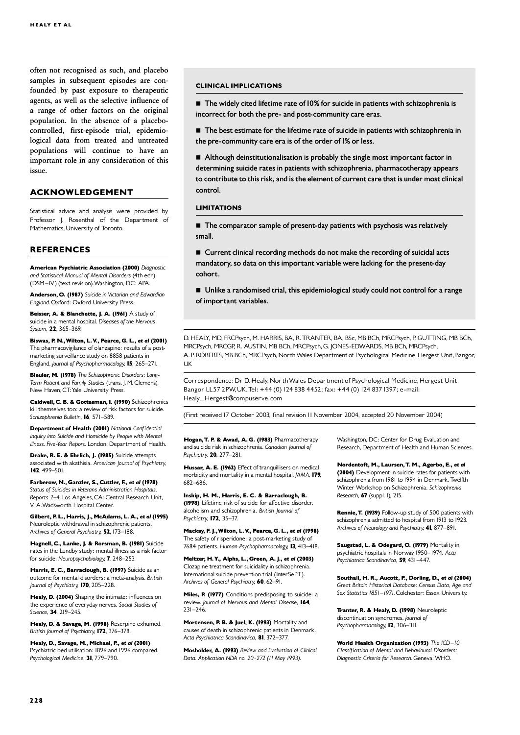often not recognised as such, and placebo samples in subsequent episodes are confounded by past exposure to therapeutic agents, as well as the selective influence of a range of other factors on the original population. In the absence of a placebo-controlled, first-episode trial, epidemiological data from treated and untreated populations will continue to have an important role in any consideration of this issue.

## ACKNOWLEDGEMENT

Statistical advice and analysis were provided by Professor J. Rosenthal of the Department of Mathematics, University of Toronto.

## REFERENCES

**American Psychiatric Association (2000)** *Diagnostic and Statistical Manual of Mental Disorders* (4th edn) (DSM–IV) (text revision). Washington, DC: APA.

**Anderson, O. (1987)** *Suicide in Victorian and Edwardian England*. Oxford: Oxford University Press.

**Beisser, A. & Blanchette, J. A. (1961)** A study of suicide in a mental hospital. *Diseases of the Nervous System*, **22**, 365–369.

**Biswas, P. N., Wilton, L. V., Pearce, G. L., *et al* (2001)** The pharmacovigilance of olanzapine: results of a post-marketing surveillance study on 8858 patients in England. *Journal of Psychopharmacology*, **15**, 265–271.

**Bleuler, M. (1978)** *The Schizophrenic Disorders: Long-Term Patient and Family Studies* (trans. J. M. Clemens). New Haven, CT: Yale University Press.

**Caldwell, C. B. & Gottesman, I. (1990)** Schizophrenics kill themselves too: a review of risk factors for suicide. *Schizophrenia Bulletin*, **16**, 571–589.

**Department of Health (2001)** *National Confidential Inquiry into Suicide and Homicide by People with Mental Illness. Five-Year Report*. London: Department of Health.

**Drake, R. E. & Ehrlich, J. (1985)** Suicide attempts associated with akathisia. *American Journal of Psychiatry*, **142**, 499–501.

**Farberow, N., Ganzler, S., Cuttler, F., *et al* (1978)** *Status of Suicides in Veterans Administration Hospitals. Reports 2–4*. Los Angeles, CA: Central Research Unit, V. A. Wadsworth Hospital Center.

**Gilbert, P. L., Harris, J., McAdams, L. A., *et al* (1995)** Neuroleptic withdrawal in schizophrenic patients. *Archives of General Psychiatry*, **52**, 173–188.

**Hagnell, C., Lanke, J. & Rorsman, B. (1981)** Suicide rates in the Lundby study: mental illness as a risk factor for suicide. *Neuropsychobiology*, **7**, 248–253.

**Harris, E. C., Barraclough, B. (1997)** Suicide as an outcome for mental disorders: a meta-analysis. *British Journal of Psychiatry*, **170**, 205–228.

**Healy, D. (2004)** Shaping the intimate: influences on the experience of everyday nerves. *Social Studies of Science*, **34**, 219–245.

**Healy, D. & Savage, M. (1998)** Reserpine exhumed. *British Journal of Psychiatry*, **172**, 376–378.

**Healy, D., Savage, M., Michael, P., *et al* (2001)** Psychiatric bed utilisation: 1896 and 1996 compared. *Psychological Medicine*, **31**, 779–790.

### CLINICAL IMPLICATIONS

- The widely cited lifetime rate of 10% for suicide in patients with schizophrenia is incorrect for both the pre- and post-community care eras.
- The best estimate for the lifetime rate of suicide in patients with schizophrenia in the pre-community care era is of the order of 1% or less.
- Although deinstitutionalisation is probably the single most important factor in determining suicide rates in patients with schizophrenia, pharmacotherapy appears to contribute to this risk, and is the element of current care that is under most clinical control.

### LIMITATIONS

- The comparator sample of present-day patients with psychosis was relatively small.
- Current clinical recording methods do not make the recording of suicidal acts mandatory, so data on this important variable were lacking for the present-day cohort.
- Unlike a randomised trial, this epidemiological study could not control for a range of important variables.

D. HEALY, MD, FRCPsych, M. HARRIS, BA, R. TRANTER, BA, BSc, MB BCh, MRCPsych, P. GUTTING, MB BCh, MRCPsych, MRCGP, R. AUSTIN, MB BCh, MRCPsych, G. JONES-EDWARDS, MB BCh, MRCPsych, A. P. ROBERTS, MB BCh, MRCPsych, North Wales Department of Psychological Medicine, Hergest Unit, Bangor, UK

Correspondence: Dr D. Healy, North Wales Department of Psychological Medicine, Hergest Unit, Bangor LL57 2PW, UK. Tel: +44 (0) 124 838 4452; fax: +44 (0) 124 837 1397; e-mail: Healy_Hergest@compuserve.com

(First received 17 October 2003, final revision 11 November 2004, accepted 20 November 2004)

**Hogan, T. P. & Awad, A. G. (1983)** Pharmacotherapy and suicide risk in schizophrenia. *Canadian Journal of Psychiatry*, **20**, 277–281.

**Hussar, A. E. (1962)** Effect of tranquillisers on medical morbidity and mortality in a mental hospital. *JAMA*, **179**, 682–686.

**Inskip, H. M., Harris, E. C. & Barraclough, B. (1998)** Lifetime risk of suicide for affective disorder, alcoholism and schizophrenia. *British Journal of Psychiatry*, **172**, 35–37.

**Mackay, F. J., Wilton, L. V., Pearce, G. L., *et al* (1998)** The safety of risperidone: a post-marketing study of 7684 patients. *Human Psychopharmacology*, **13**, 413–418.

**Meltzer, H. Y., Alphs, L., Green, A. J., *et al* (2003)** Clozapine treatment for suicidality in schizophrenia. International suicide prevention trial (InterSePT). *Archives of General Psychiatry*, **60**, 62–91.

**Miles, P. (1977)** Conditions predisposing to suicide: a review. *Journal of Nervous and Mental Disease*, **164**, 231–246.

**Mortensen, P. B. & Juel, K. (1993)** Mortality and causes of death in schizophrenic patients in Denmark. *Acta Psychiatrica Scandinavica*, **81**, 372–377.

**Mosholder, A. (1993)** *Review and Evaluation of Clinical Data. Application NDA no. 20-272 (11 May 1993).* Washington, DC: Center for Drug Evaluation and Research, Department of Health and Human Sciences.

**Nordentoft, M., Laursen, T. M., Agerbo, E., *et al* (2004)** Development in suicide rates for patients with schizophrenia from 1981 to 1994 in Denmark. Twelfth Winter Workshop on Schizophrenia. *Schizophrenia Research*, **67** (suppl. 1), 215.

**Rennie, T. (1939)** Follow-up study of 500 patients with schizophrenia admitted to hospital from 1913 to 1923. *Archives of Neurology and Psychiatry*, **41**, 877–891.

**Saugstad, L. & Odegard, O. (1979)** Mortality in psychiatric hospitals in Norway 1950–1974. *Acta Psychiatrica Scandinavica*, **59**, 431–447.

**Southall, H. R., Aucott, P., Dorling, D., *et al* (2004)** *Great Britain Historical Database: Census Data, Age and Sex Statistics 1851–1971*. Colchester: Essex University.

**Tranter, R. & Healy, D. (1998)** Neuroleptic discontinuation syndromes. *Journal of Psychopharmacology*, **12**, 306–311.

**World Health Organization (1993)** *The ICD–10 Classification of Mental and Behavioural Disorders: Diagnostic Criteria for Research*. Geneva: WHO.